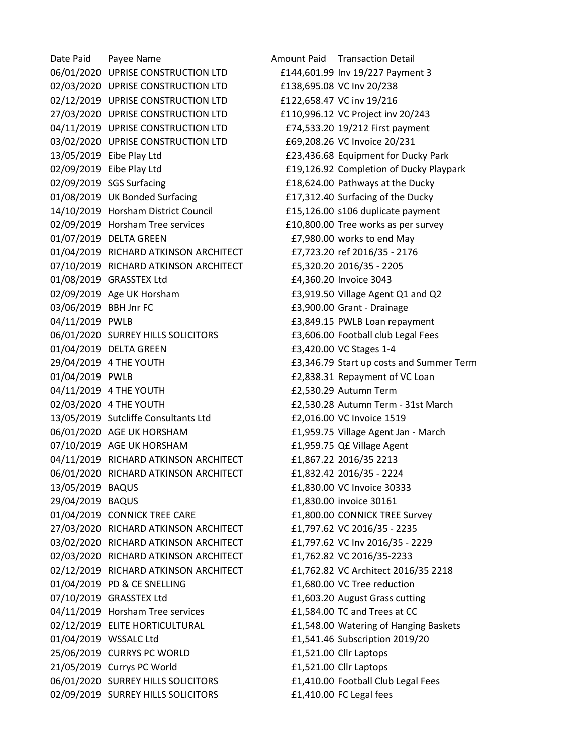| Date Paid | Payee Name | Amount Paid | Transaction Detail |
|---|---|---|---|
| 06/01/2020 | UPRISE CONSTRUCTION LTD | £144,601.99 | Inv 19/227 Payment 3 |
| 02/03/2020 | UPRISE CONSTRUCTION LTD | £138,695.08 | VC Inv 20/238 |
| 02/12/2019 | UPRISE CONSTRUCTION LTD | £122,658.47 | VC inv 19/216 |
| 27/03/2020 | UPRISE CONSTRUCTION LTD | £110,996.12 | VC Project inv 20/243 |
| 04/11/2019 | UPRISE CONSTRUCTION LTD | £74,533.20 | 19/212 First payment |
| 03/02/2020 | UPRISE CONSTRUCTION LTD | £69,208.26 | VC Invoice 20/231 |
| 13/05/2019 | Eibe Play Ltd | £23,436.68 | Equipment for Ducky Park |
| 02/09/2019 | Eibe Play Ltd | £19,126.92 | Completion of Ducky Playpark |
| 02/09/2019 | SGS Surfacing | £18,624.00 | Pathways at the Ducky |
| 01/08/2019 | UK Bonded Surfacing | £17,312.40 | Surfacing of the Ducky |
| 14/10/2019 | Horsham District Council | £15,126.00 | s106 duplicate payment |
| 02/09/2019 | Horsham Tree services | £10,800.00 | Tree works as per survey |
| 01/07/2019 | DELTA GREEN | £7,980.00 | works to end May |
| 01/04/2019 | RICHARD ATKINSON ARCHITECT | £7,723.20 | ref 2016/35 - 2176 |
| 07/10/2019 | RICHARD ATKINSON ARCHITECT | £5,320.20 | 2016/35 - 2205 |
| 01/08/2019 | GRASSTEX Ltd | £4,360.20 | Invoice 3043 |
| 02/09/2019 | Age UK Horsham | £3,919.50 | Village Agent Q1 and Q2 |
| 03/06/2019 | BBH Jnr FC | £3,900.00 | Grant - Drainage |
| 04/11/2019 | PWLB | £3,849.15 | PWLB Loan repayment |
| 06/01/2020 | SURREY HILLS SOLICITORS | £3,606.00 | Football club Legal Fees |
| 01/04/2019 | DELTA GREEN | £3,420.00 | VC Stages 1-4 |
| 29/04/2019 | 4 THE YOUTH | £3,346.79 | Start up costs and Summer Term |
| 01/04/2019 | PWLB | £2,838.31 | Repayment of VC Loan |
| 04/11/2019 | 4 THE YOUTH | £2,530.29 | Autumn Term |
| 02/03/2020 | 4 THE YOUTH | £2,530.28 | Autumn Term - 31st March |
| 13/05/2019 | Sutcliffe Consultants Ltd | £2,016.00 | VC Invoice 1519 |
| 06/01/2020 | AGE UK HORSHAM | £1,959.75 | Village Agent Jan - March |
| 07/10/2019 | AGE UK HORSHAM | £1,959.75 | Q£ Village Agent |
| 04/11/2019 | RICHARD ATKINSON ARCHITECT | £1,867.22 | 2016/35 2213 |
| 06/01/2020 | RICHARD ATKINSON ARCHITECT | £1,832.42 | 2016/35 - 2224 |
| 13/05/2019 | BAQUS | £1,830.00 | VC Invoice 30333 |
| 29/04/2019 | BAQUS | £1,830.00 | invoice 30161 |
| 01/04/2019 | CONNICK TREE CARE | £1,800.00 | CONNICK TREE Survey |
| 27/03/2020 | RICHARD ATKINSON ARCHITECT | £1,797.62 | VC 2016/35 - 2235 |
| 03/02/2020 | RICHARD ATKINSON ARCHITECT | £1,797.62 | VC Inv 2016/35 - 2229 |
| 02/03/2020 | RICHARD ATKINSON ARCHITECT | £1,762.82 | VC 2016/35-2233 |
| 02/12/2019 | RICHARD ATKINSON ARCHITECT | £1,762.82 | VC Architect 2016/35 2218 |
| 01/04/2019 | PD & CE SNELLING | £1,680.00 | VC Tree reduction |
| 07/10/2019 | GRASSTEX Ltd | £1,603.20 | August Grass cutting |
| 04/11/2019 | Horsham Tree services | £1,584.00 | TC and Trees at CC |
| 02/12/2019 | ELITE HORTICULTURAL | £1,548.00 | Watering of Hanging Baskets |
| 01/04/2019 | WSSALC Ltd | £1,541.46 | Subscription 2019/20 |
| 25/06/2019 | CURRYS PC WORLD | £1,521.00 | Cllr Laptops |
| 21/05/2019 | Currys PC World | £1,521.00 | Cllr Laptops |
| 06/01/2020 | SURREY HILLS SOLICITORS | £1,410.00 | Football Club Legal Fees |
| 02/09/2019 | SURREY HILLS SOLICITORS | £1,410.00 | FC Legal fees |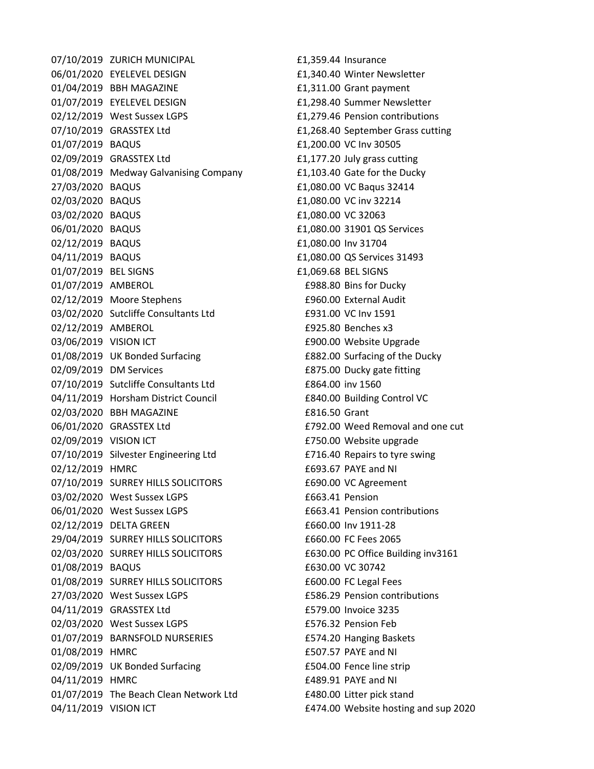| | | | |
|---|---|---|---|
| 07/10/2019 | ZURICH MUNICIPAL | £1,359.44 | Insurance |
| 06/01/2020 | EYELEVEL DESIGN | £1,340.40 | Winter Newsletter |
| 01/04/2019 | BBH MAGAZINE | £1,311.00 | Grant payment |
| 01/07/2019 | EYELEVEL DESIGN | £1,298.40 | Summer Newsletter |
| 02/12/2019 | West Sussex LGPS | £1,279.46 | Pension contributions |
| 07/10/2019 | GRASSTEX Ltd | £1,268.40 | September Grass cutting |
| 01/07/2019 | BAQUS | £1,200.00 | VC Inv 30505 |
| 02/09/2019 | GRASSTEX Ltd | £1,177.20 | July grass cutting |
| 01/08/2019 | Medway Galvanising Company | £1,103.40 | Gate for the Ducky |
| 27/03/2020 | BAQUS | £1,080.00 | VC Baqus 32414 |
| 02/03/2020 | BAQUS | £1,080.00 | VC inv 32214 |
| 03/02/2020 | BAQUS | £1,080.00 | VC 32063 |
| 06/01/2020 | BAQUS | £1,080.00 | 31901 QS Services |
| 02/12/2019 | BAQUS | £1,080.00 | Inv 31704 |
| 04/11/2019 | BAQUS | £1,080.00 | QS Services 31493 |
| 01/07/2019 | BEL SIGNS | £1,069.68 | BEL SIGNS |
| 01/07/2019 | AMBEROL | £988.80 | Bins for Ducky |
| 02/12/2019 | Moore Stephens | £960.00 | External Audit |
| 03/02/2020 | Sutcliffe Consultants Ltd | £931.00 | VC Inv 1591 |
| 02/12/2019 | AMBEROL | £925.80 | Benches x3 |
| 03/06/2019 | VISION ICT | £900.00 | Website Upgrade |
| 01/08/2019 | UK Bonded Surfacing | £882.00 | Surfacing of the Ducky |
| 02/09/2019 | DM Services | £875.00 | Ducky gate fitting |
| 07/10/2019 | Sutcliffe Consultants Ltd | £864.00 | inv 1560 |
| 04/11/2019 | Horsham District Council | £840.00 | Building Control VC |
| 02/03/2020 | BBH MAGAZINE | £816.50 | Grant |
| 06/01/2020 | GRASSTEX Ltd | £792.00 | Weed Removal and one cut |
| 02/09/2019 | VISION ICT | £750.00 | Website upgrade |
| 07/10/2019 | Silvester Engineering Ltd | £716.40 | Repairs to tyre swing |
| 02/12/2019 | HMRC | £693.67 | PAYE and NI |
| 07/10/2019 | SURREY HILLS SOLICITORS | £690.00 | VC Agreement |
| 03/02/2020 | West Sussex LGPS | £663.41 | Pension |
| 06/01/2020 | West Sussex LGPS | £663.41 | Pension contributions |
| 02/12/2019 | DELTA GREEN | £660.00 | Inv 1911-28 |
| 29/04/2019 | SURREY HILLS SOLICITORS | £660.00 | FC Fees 2065 |
| 02/03/2020 | SURREY HILLS SOLICITORS | £630.00 | PC Office Building inv3161 |
| 01/08/2019 | BAQUS | £630.00 | VC 30742 |
| 01/08/2019 | SURREY HILLS SOLICITORS | £600.00 | FC Legal Fees |
| 27/03/2020 | West Sussex LGPS | £586.29 | Pension contributions |
| 04/11/2019 | GRASSTEX Ltd | £579.00 | Invoice 3235 |
| 02/03/2020 | West Sussex LGPS | £576.32 | Pension Feb |
| 01/07/2019 | BARNSFOLD NURSERIES | £574.20 | Hanging Baskets |
| 01/08/2019 | HMRC | £507.57 | PAYE and NI |
| 02/09/2019 | UK Bonded Surfacing | £504.00 | Fence line strip |
| 04/11/2019 | HMRC | £489.91 | PAYE and NI |
| 01/07/2019 | The Beach Clean Network Ltd | £480.00 | Litter pick stand |
| 04/11/2019 | VISION ICT | £474.00 | Website hosting and sup 2020 |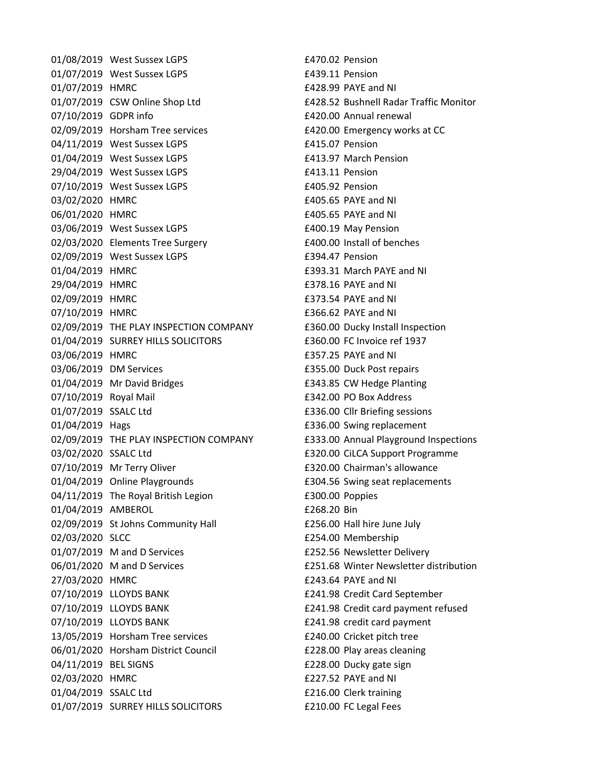| | | | |
|---|---|---|---|
| 01/08/2019 | West Sussex LGPS | £470.02 | Pension |
| 01/07/2019 | West Sussex LGPS | £439.11 | Pension |
| 01/07/2019 | HMRC | £428.99 | PAYE and NI |
| 01/07/2019 | CSW Online Shop Ltd | £428.52 | Bushnell Radar Traffic Monitor |
| 07/10/2019 | GDPR info | £420.00 | Annual renewal |
| 02/09/2019 | Horsham Tree services | £420.00 | Emergency works at CC |
| 04/11/2019 | West Sussex LGPS | £415.07 | Pension |
| 01/04/2019 | West Sussex LGPS | £413.97 | March Pension |
| 29/04/2019 | West Sussex LGPS | £413.11 | Pension |
| 07/10/2019 | West Sussex LGPS | £405.92 | Pension |
| 03/02/2020 | HMRC | £405.65 | PAYE and NI |
| 06/01/2020 | HMRC | £405.65 | PAYE and NI |
| 03/06/2019 | West Sussex LGPS | £400.19 | May Pension |
| 02/03/2020 | Elements Tree Surgery | £400.00 | Install of benches |
| 02/09/2019 | West Sussex LGPS | £394.47 | Pension |
| 01/04/2019 | HMRC | £393.31 | March PAYE and NI |
| 29/04/2019 | HMRC | £378.16 | PAYE and NI |
| 02/09/2019 | HMRC | £373.54 | PAYE and NI |
| 07/10/2019 | HMRC | £366.62 | PAYE and NI |
| 02/09/2019 | THE PLAY INSPECTION COMPANY | £360.00 | Ducky Install Inspection |
| 01/04/2019 | SURREY HILLS SOLICITORS | £360.00 | FC Invoice ref 1937 |
| 03/06/2019 | HMRC | £357.25 | PAYE and NI |
| 03/06/2019 | DM Services | £355.00 | Duck Post repairs |
| 01/04/2019 | Mr David Bridges | £343.85 | CW Hedge Planting |
| 07/10/2019 | Royal Mail | £342.00 | PO Box Address |
| 01/07/2019 | SSALC Ltd | £336.00 | Cllr Briefing sessions |
| 01/04/2019 | Hags | £336.00 | Swing replacement |
| 02/09/2019 | THE PLAY INSPECTION COMPANY | £333.00 | Annual Playground Inspections |
| 03/02/2020 | SSALC Ltd | £320.00 | CiLCA Support Programme |
| 07/10/2019 | Mr Terry Oliver | £320.00 | Chairman's allowance |
| 01/04/2019 | Online Playgrounds | £304.56 | Swing seat replacements |
| 04/11/2019 | The Royal British Legion | £300.00 | Poppies |
| 01/04/2019 | AMBEROL | £268.20 | Bin |
| 02/09/2019 | St Johns Community Hall | £256.00 | Hall hire June July |
| 02/03/2020 | SLCC | £254.00 | Membership |
| 01/07/2019 | M and D Services | £252.56 | Newsletter Delivery |
| 06/01/2020 | M and D Services | £251.68 | Winter Newsletter distribution |
| 27/03/2020 | HMRC | £243.64 | PAYE and NI |
| 07/10/2019 | LLOYDS BANK | £241.98 | Credit Card September |
| 07/10/2019 | LLOYDS BANK | £241.98 | Credit card payment refused |
| 07/10/2019 | LLOYDS BANK | £241.98 | credit card payment |
| 13/05/2019 | Horsham Tree services | £240.00 | Cricket pitch tree |
| 06/01/2020 | Horsham District Council | £228.00 | Play areas cleaning |
| 04/11/2019 | BEL SIGNS | £228.00 | Ducky gate sign |
| 02/03/2020 | HMRC | £227.52 | PAYE and NI |
| 01/04/2019 | SSALC Ltd | £216.00 | Clerk training |
| 01/07/2019 | SURREY HILLS SOLICITORS | £210.00 | FC Legal Fees |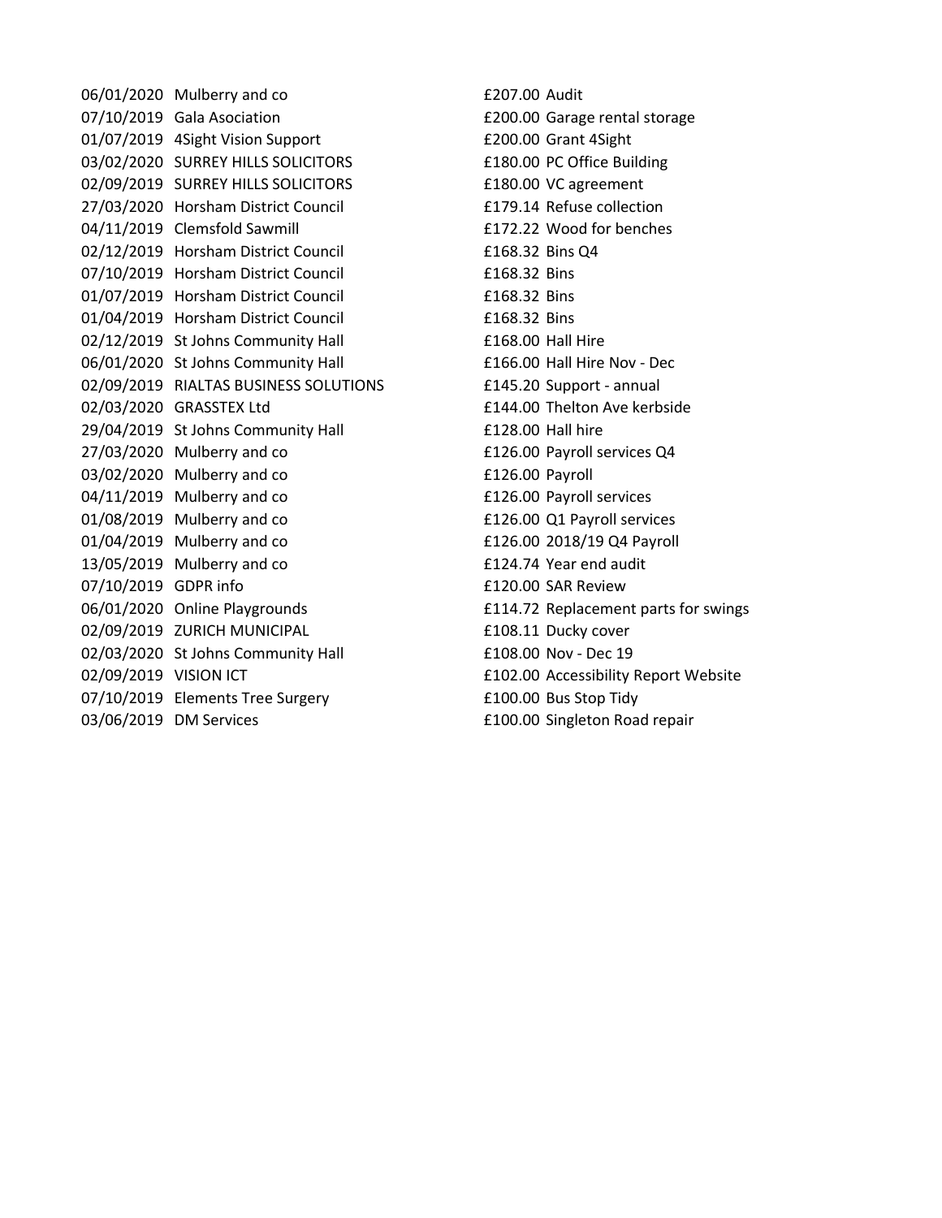| | | | |
|---|---|---|---|
| 06/01/2020 | Mulberry and co | £207.00 | Audit |
| 07/10/2019 | Gala Asociation | £200.00 | Garage rental storage |
| 01/07/2019 | 4Sight Vision Support | £200.00 | Grant 4Sight |
| 03/02/2020 | SURREY HILLS SOLICITORS | £180.00 | PC Office Building |
| 02/09/2019 | SURREY HILLS SOLICITORS | £180.00 | VC agreement |
| 27/03/2020 | Horsham District Council | £179.14 | Refuse collection |
| 04/11/2019 | Clemsfold Sawmill | £172.22 | Wood for benches |
| 02/12/2019 | Horsham District Council | £168.32 | Bins Q4 |
| 07/10/2019 | Horsham District Council | £168.32 | Bins |
| 01/07/2019 | Horsham District Council | £168.32 | Bins |
| 01/04/2019 | Horsham District Council | £168.32 | Bins |
| 02/12/2019 | St Johns Community Hall | £168.00 | Hall Hire |
| 06/01/2020 | St Johns Community Hall | £166.00 | Hall Hire Nov - Dec |
| 02/09/2019 | RIALTAS BUSINESS SOLUTIONS | £145.20 | Support - annual |
| 02/03/2020 | GRASSTEX Ltd | £144.00 | Thelton Ave kerbside |
| 29/04/2019 | St Johns Community Hall | £128.00 | Hall hire |
| 27/03/2020 | Mulberry and co | £126.00 | Payroll services Q4 |
| 03/02/2020 | Mulberry and co | £126.00 | Payroll |
| 04/11/2019 | Mulberry and co | £126.00 | Payroll services |
| 01/08/2019 | Mulberry and co | £126.00 | Q1 Payroll services |
| 01/04/2019 | Mulberry and co | £126.00 | 2018/19 Q4 Payroll |
| 13/05/2019 | Mulberry and co | £124.74 | Year end audit |
| 07/10/2019 | GDPR info | £120.00 | SAR Review |
| 06/01/2020 | Online Playgrounds | £114.72 | Replacement parts for swings |
| 02/09/2019 | ZURICH MUNICIPAL | £108.11 | Ducky cover |
| 02/03/2020 | St Johns Community Hall | £108.00 | Nov - Dec 19 |
| 02/09/2019 | VISION ICT | £102.00 | Accessibility Report Website |
| 07/10/2019 | Elements Tree Surgery | £100.00 | Bus Stop Tidy |
| 03/06/2019 | DM Services | £100.00 | Singleton Road repair |